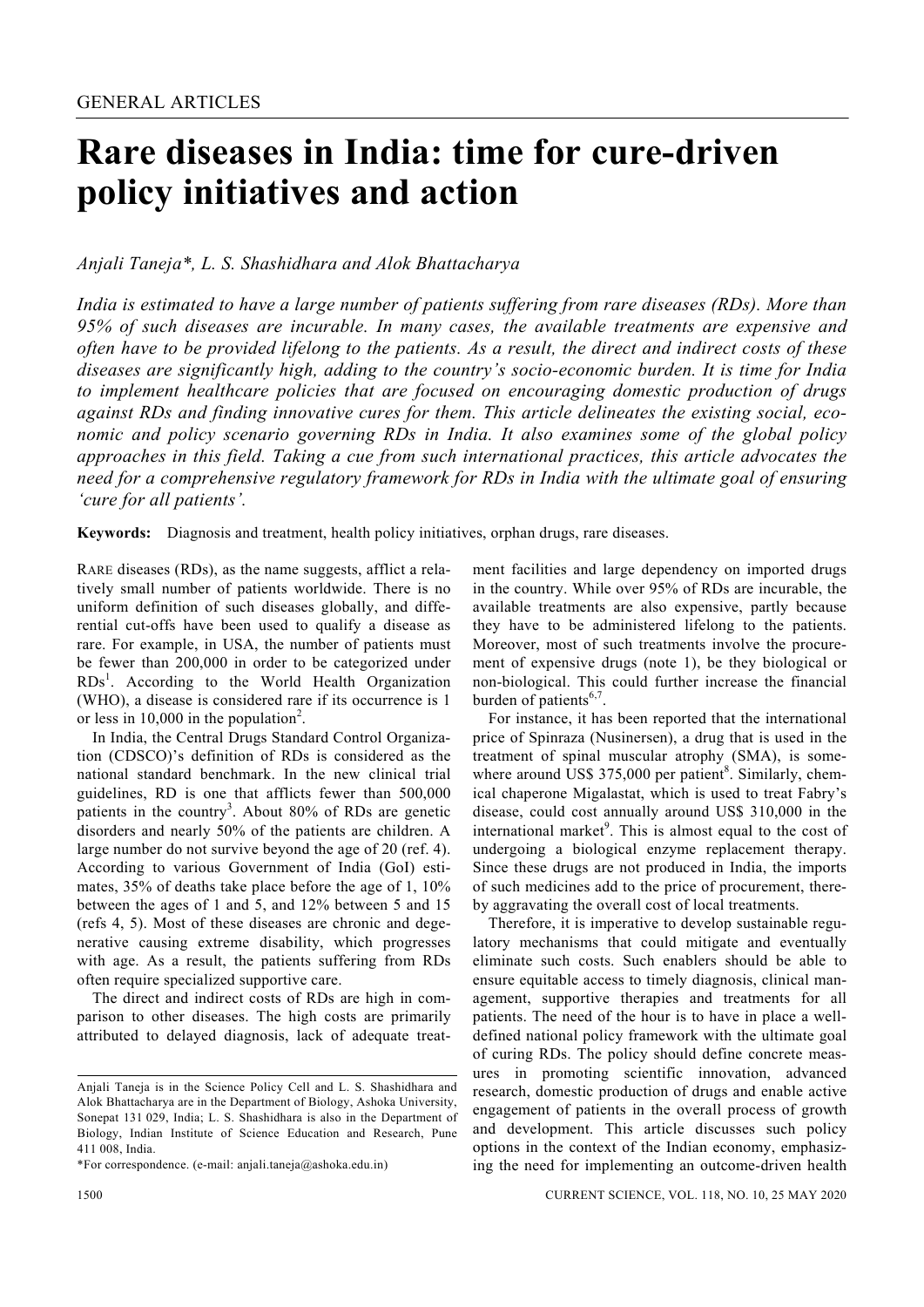GENERAL ARTICLES

# Rare diseases in India: time for cure-driven policy initiatives and action

*Anjali Taneja\*, L. S. Shashidhara and Alok Bhattacharya*

*India is estimated to have a large number of patients suffering from rare diseases (RDs). More than 95% of such diseases are incurable. In many cases, the available treatments are expensive and often have to be provided lifelong to the patients. As a result, the direct and indirect costs of these diseases are significantly high, adding to the country's socio-economic burden. It is time for India to implement healthcare policies that are focused on encouraging domestic production of drugs against RDs and finding innovative cures for them. This article delineates the existing social, economic and policy scenario governing RDs in India. It also examines some of the global policy approaches in this field. Taking a cue from such international practices, this article advocates the need for a comprehensive regulatory framework for RDs in India with the ultimate goal of ensuring 'cure for all patients'.*

**Keywords:** Diagnosis and treatment, health policy initiatives, orphan drugs, rare diseases.

RARE diseases (RDs), as the name suggests, afflict a relatively small number of patients worldwide. There is no uniform definition of such diseases globally, and differential cut-offs have been used to qualify a disease as rare. For example, in USA, the number of patients must be fewer than 200,000 in order to be categorized under RDs[1]. According to the World Health Organization (WHO), a disease is considered rare if its occurrence is 1 or less in 10,000 in the population[2].

In India, the Central Drugs Standard Control Organization (CDSCO)'s definition of RDs is considered as the national standard benchmark. In the new clinical trial guidelines, RD is one that afflicts fewer than 500,000 patients in the country[3]. About 80% of RDs are genetic disorders and nearly 50% of the patients are children. A large number do not survive beyond the age of 20 (ref. 4). According to various Government of India (GoI) estimates, 35% of deaths take place before the age of 1, 10% between the ages of 1 and 5, and 12% between 5 and 15 (refs 4, 5). Most of these diseases are chronic and degenerative causing extreme disability, which progresses with age. As a result, the patients suffering from RDs often require specialized supportive care.

The direct and indirect costs of RDs are high in comparison to other diseases. The high costs are primarily attributed to delayed diagnosis, lack of adequate treatment facilities and large dependency on imported drugs in the country. While over 95% of RDs are incurable, the available treatments are also expensive, partly because they have to be administered lifelong to the patients. Moreover, most of such treatments involve the procurement of expensive drugs (note 1), be they biological or non-biological. This could further increase the financial burden of patients[6,7].

For instance, it has been reported that the international price of Spinraza (Nusinersen), a drug that is used in the treatment of spinal muscular atrophy (SMA), is somewhere around US$ 375,000 per patient[8]. Similarly, chemical chaperone Migalastat, which is used to treat Fabry's disease, could cost annually around US$ 310,000 in the international market[9]. This is almost equal to the cost of undergoing a biological enzyme replacement therapy. Since these drugs are not produced in India, the imports of such medicines add to the price of procurement, thereby aggravating the overall cost of local treatments.

Therefore, it is imperative to develop sustainable regulatory mechanisms that could mitigate and eventually eliminate such costs. Such enablers should be able to ensure equitable access to timely diagnosis, clinical management, supportive therapies and treatments for all patients. The need of the hour is to have in place a well-defined national policy framework with the ultimate goal of curing RDs. The policy should define concrete measures in promoting scientific innovation, advanced research, domestic production of drugs and enable active engagement of patients in the overall process of growth and development. This article discusses such policy options in the context of the Indian economy, emphasizing the need for implementing an outcome-driven health

---

Anjali Taneja is in the Science Policy Cell and L. S. Shashidhara and Alok Bhattacharya are in the Department of Biology, Ashoka University, Sonepat 131 029, India; L. S. Shashidhara is also in the Department of Biology, Indian Institute of Science Education and Research, Pune 411 008, India.

\*For correspondence. (e-mail: anjali.taneja@ashoka.edu.in)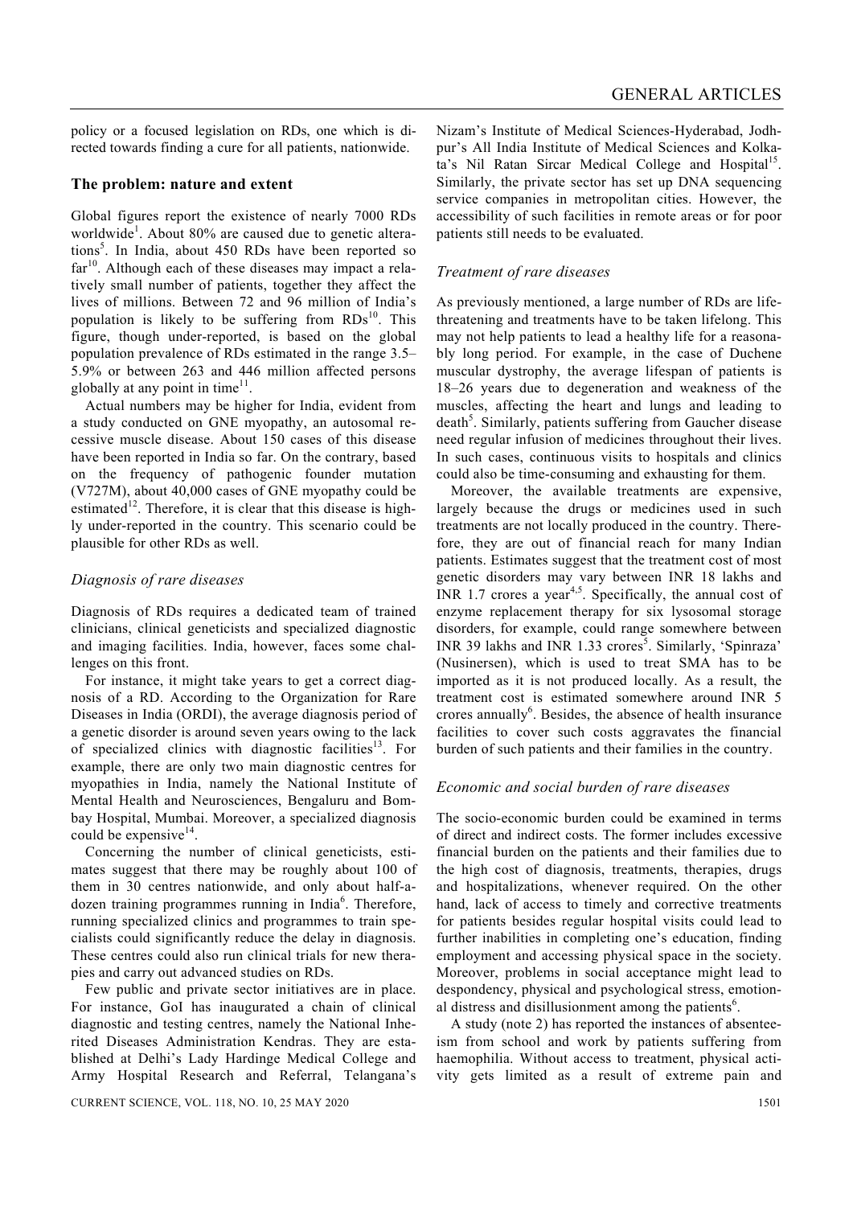policy or a focused legislation on RDs, one which is directed towards finding a cure for all patients, nationwide.

## The problem: nature and extent

Global figures report the existence of nearly 7000 RDs worldwide[1]. About 80% are caused due to genetic alterations[5]. In India, about 450 RDs have been reported so far[10]. Although each of these diseases may impact a relatively small number of patients, together they affect the lives of millions. Between 72 and 96 million of India's population is likely to be suffering from RDs[10]. This figure, though under-reported, is based on the global population prevalence of RDs estimated in the range 3.5–5.9% or between 263 and 446 million affected persons globally at any point in time[11].

Actual numbers may be higher for India, evident from a study conducted on GNE myopathy, an autosomal recessive muscle disease. About 150 cases of this disease have been reported in India so far. On the contrary, based on the frequency of pathogenic founder mutation (V727M), about 40,000 cases of GNE myopathy could be estimated[12]. Therefore, it is clear that this disease is highly under-reported in the country. This scenario could be plausible for other RDs as well.

### *Diagnosis of rare diseases*

Diagnosis of RDs requires a dedicated team of trained clinicians, clinical geneticists and specialized diagnostic and imaging facilities. India, however, faces some challenges on this front.

For instance, it might take years to get a correct diagnosis of a RD. According to the Organization for Rare Diseases in India (ORDI), the average diagnosis period of a genetic disorder is around seven years owing to the lack of specialized clinics with diagnostic facilities[13]. For example, there are only two main diagnostic centres for myopathies in India, namely the National Institute of Mental Health and Neurosciences, Bengaluru and Bombay Hospital, Mumbai. Moreover, a specialized diagnosis could be expensive[14].

Concerning the number of clinical geneticists, estimates suggest that there may be roughly about 100 of them in 30 centres nationwide, and only about half-a-dozen training programmes running in India[6]. Therefore, running specialized clinics and programmes to train specialists could significantly reduce the delay in diagnosis. These centres could also run clinical trials for new therapies and carry out advanced studies on RDs.

Few public and private sector initiatives are in place. For instance, GoI has inaugurated a chain of clinical diagnostic and testing centres, namely the National Inherited Diseases Administration Kendras. They are established at Delhi's Lady Hardinge Medical College and Army Hospital Research and Referral, Telangana's Nizam's Institute of Medical Sciences-Hyderabad, Jodhpur's All India Institute of Medical Sciences and Kolkata's Nil Ratan Sircar Medical College and Hospital[15]. Similarly, the private sector has set up DNA sequencing service companies in metropolitan cities. However, the accessibility of such facilities in remote areas or for poor patients still needs to be evaluated.

### *Treatment of rare diseases*

As previously mentioned, a large number of RDs are life-threatening and treatments have to be taken lifelong. This may not help patients to lead a healthy life for a reasonably long period. For example, in the case of Duchene muscular dystrophy, the average lifespan of patients is 18–26 years due to degeneration and weakness of the muscles, affecting the heart and lungs and leading to death[5]. Similarly, patients suffering from Gaucher disease need regular infusion of medicines throughout their lives. In such cases, continuous visits to hospitals and clinics could also be time-consuming and exhausting for them.

Moreover, the available treatments are expensive, largely because the drugs or medicines used in such treatments are not locally produced in the country. Therefore, they are out of financial reach for many Indian patients. Estimates suggest that the treatment cost of most genetic disorders may vary between INR 18 lakhs and INR 1.7 crores a year[4,5]. Specifically, the annual cost of enzyme replacement therapy for six lysosomal storage disorders, for example, could range somewhere between INR 39 lakhs and INR 1.33 crores[5]. Similarly, 'Spinraza' (Nusinersen), which is used to treat SMA has to be imported as it is not produced locally. As a result, the treatment cost is estimated somewhere around INR 5 crores annually[6]. Besides, the absence of health insurance facilities to cover such costs aggravates the financial burden of such patients and their families in the country.

### *Economic and social burden of rare diseases*

The socio-economic burden could be examined in terms of direct and indirect costs. The former includes excessive financial burden on the patients and their families due to the high cost of diagnosis, treatments, therapies, drugs and hospitalizations, whenever required. On the other hand, lack of access to timely and corrective treatments for patients besides regular hospital visits could lead to further inabilities in completing one's education, finding employment and accessing physical space in the society. Moreover, problems in social acceptance might lead to despondency, physical and psychological stress, emotional distress and disillusionment among the patients[6].

A study (note 2) has reported the instances of absenteeism from school and work by patients suffering from haemophilia. Without access to treatment, physical activity gets limited as a result of extreme pain and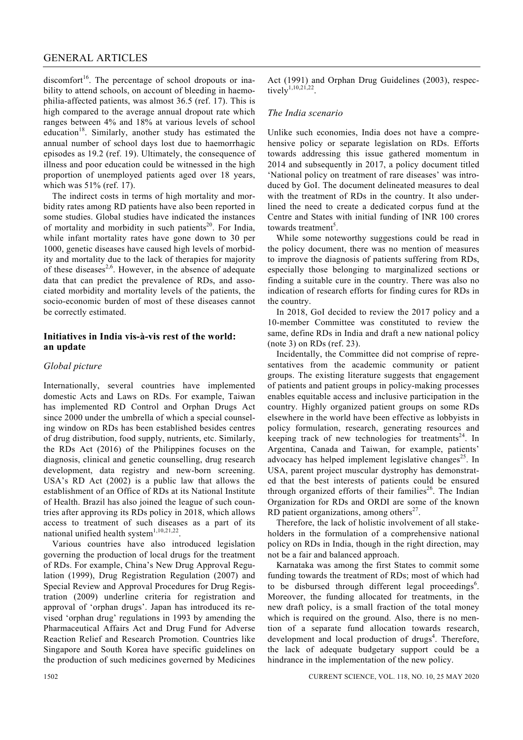discomfort[16]. The percentage of school dropouts or inability to attend schools, on account of bleeding in haemophilia-affected patients, was almost 36.5 (ref. 17). This is high compared to the average annual dropout rate which ranges between 4% and 18% at various levels of school education[18]. Similarly, another study has estimated the annual number of school days lost due to haemorrhagic episodes as 19.2 (ref. 19). Ultimately, the consequence of illness and poor education could be witnessed in the high proportion of unemployed patients aged over 18 years, which was 51% (ref. 17).

The indirect costs in terms of high mortality and morbidity rates among RD patients have also been reported in some studies. Global studies have indicated the instances of mortality and morbidity in such patients[20]. For India, while infant mortality rates have gone down to 30 per 1000, genetic diseases have caused high levels of morbidity and mortality due to the lack of therapies for majority of these diseases[2,6]. However, in the absence of adequate data that can predict the prevalence of RDs, and associated morbidity and mortality levels of the patients, the socio-economic burden of most of these diseases cannot be correctly estimated.

## Initiatives in India vis-à-vis rest of the world: an update

### *Global picture*

Internationally, several countries have implemented domestic Acts and Laws on RDs. For example, Taiwan has implemented RD Control and Orphan Drugs Act since 2000 under the umbrella of which a special counseling window on RDs has been established besides centres of drug distribution, food supply, nutrients, etc. Similarly, the RDs Act (2016) of the Philippines focuses on the diagnosis, clinical and genetic counselling, drug research development, data registry and new-born screening. USA's RD Act (2002) is a public law that allows the establishment of an Office of RDs at its National Institute of Health. Brazil has also joined the league of such countries after approving its RDs policy in 2018, which allows access to treatment of such diseases as a part of its national unified health system[1,10,21,22].

Various countries have also introduced legislation governing the production of local drugs for the treatment of RDs. For example, China's New Drug Approval Regulation (1999), Drug Registration Regulation (2007) and Special Review and Approval Procedures for Drug Registration (2009) underline criteria for registration and approval of 'orphan drugs'. Japan has introduced its revised 'orphan drug' regulations in 1993 by amending the Pharmaceutical Affairs Act and Drug Fund for Adverse Reaction Relief and Research Promotion. Countries like Singapore and South Korea have specific guidelines on the production of such medicines governed by Medicines Act (1991) and Orphan Drug Guidelines (2003), respectively[1,10,21,22].

### *The India scenario*

Unlike such economies, India does not have a comprehensive policy or separate legislation on RDs. Efforts towards addressing this issue gathered momentum in 2014 and subsequently in 2017, a policy document titled 'National policy on treatment of rare diseases' was introduced by GoI. The document delineated measures to deal with the treatment of RDs in the country. It also underlined the need to create a dedicated corpus fund at the Centre and States with initial funding of INR 100 crores towards treatment[5].

While some noteworthy suggestions could be read in the policy document, there was no mention of measures to improve the diagnosis of patients suffering from RDs, especially those belonging to marginalized sections or finding a suitable cure in the country. There was also no indication of research efforts for finding cures for RDs in the country.

In 2018, GoI decided to review the 2017 policy and a 10-member Committee was constituted to review the same, define RDs in India and draft a new national policy (note 3) on RDs (ref. 23).

Incidentally, the Committee did not comprise of representatives from the academic community or patient groups. The existing literature suggests that engagement of patients and patient groups in policy-making processes enables equitable access and inclusive participation in the country. Highly organized patient groups on some RDs elsewhere in the world have been effective as lobbyists in policy formulation, research, generating resources and keeping track of new technologies for treatments[24]. In Argentina, Canada and Taiwan, for example, patients' advocacy has helped implement legislative changes[25]. In USA, parent project muscular dystrophy has demonstrated that the best interests of patients could be ensured through organized efforts of their families[26]. The Indian Organization for RDs and ORDI are some of the known RD patient organizations, among others[27].

Therefore, the lack of holistic involvement of all stakeholders in the formulation of a comprehensive national policy on RDs in India, though in the right direction, may not be a fair and balanced approach.

Karnataka was among the first States to commit some funding towards the treatment of RDs; most of which had to be disbursed through different legal proceedings[6]. Moreover, the funding allocated for treatments, in the new draft policy, is a small fraction of the total money which is required on the ground. Also, there is no mention of a separate fund allocation towards research, development and local production of drugs[4]. Therefore, the lack of adequate budgetary support could be a hindrance in the implementation of the new policy.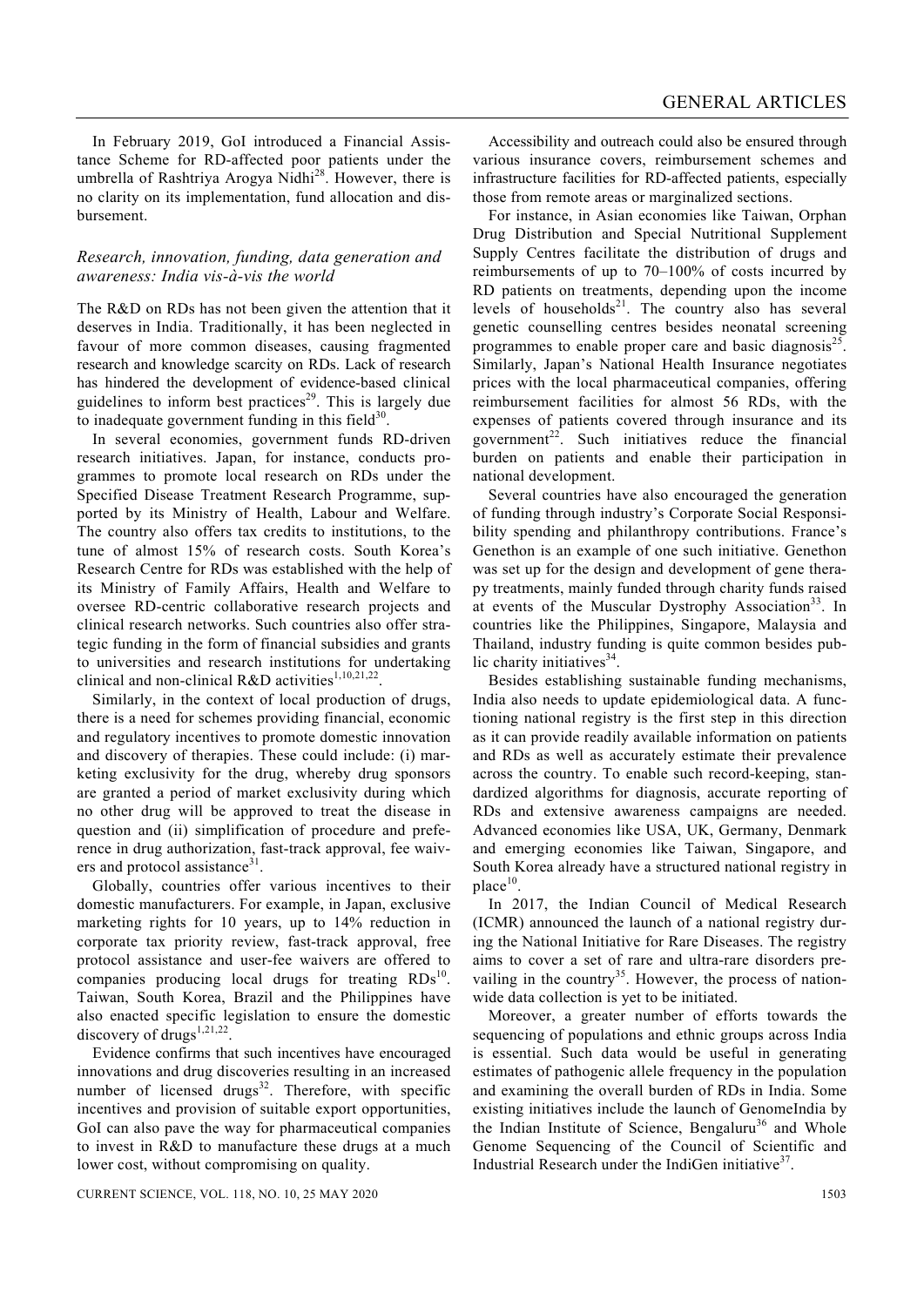In February 2019, GoI introduced a Financial Assistance Scheme for RD-affected poor patients under the umbrella of Rashtriya Arogya Nidhi[28]. However, there is no clarity on its implementation, fund allocation and disbursement.

### *Research, innovation, funding, data generation and awareness: India vis-à-vis the world*

The R&D on RDs has not been given the attention that it deserves in India. Traditionally, it has been neglected in favour of more common diseases, causing fragmented research and knowledge scarcity on RDs. Lack of research has hindered the development of evidence-based clinical guidelines to inform best practices[29]. This is largely due to inadequate government funding in this field[30].

In several economies, government funds RD-driven research initiatives. Japan, for instance, conducts programmes to promote local research on RDs under the Specified Disease Treatment Research Programme, supported by its Ministry of Health, Labour and Welfare. The country also offers tax credits to institutions, to the tune of almost 15% of research costs. South Korea's Research Centre for RDs was established with the help of its Ministry of Family Affairs, Health and Welfare to oversee RD-centric collaborative research projects and clinical research networks. Such countries also offer strategic funding in the form of financial subsidies and grants to universities and research institutions for undertaking clinical and non-clinical R&D activities[1,10,21,22].

Similarly, in the context of local production of drugs, there is a need for schemes providing financial, economic and regulatory incentives to promote domestic innovation and discovery of therapies. These could include: (i) marketing exclusivity for the drug, whereby drug sponsors are granted a period of market exclusivity during which no other drug will be approved to treat the disease in question and (ii) simplification of procedure and preference in drug authorization, fast-track approval, fee waivers and protocol assistance[31].

Globally, countries offer various incentives to their domestic manufacturers. For example, in Japan, exclusive marketing rights for 10 years, up to 14% reduction in corporate tax priority review, fast-track approval, free protocol assistance and user-fee waivers are offered to companies producing local drugs for treating RDs[10]. Taiwan, South Korea, Brazil and the Philippines have also enacted specific legislation to ensure the domestic discovery of drugs[1,21,22].

Evidence confirms that such incentives have encouraged innovations and drug discoveries resulting in an increased number of licensed drugs[32]. Therefore, with specific incentives and provision of suitable export opportunities, GoI can also pave the way for pharmaceutical companies to invest in R&D to manufacture these drugs at a much lower cost, without compromising on quality.

Accessibility and outreach could also be ensured through various insurance covers, reimbursement schemes and infrastructure facilities for RD-affected patients, especially those from remote areas or marginalized sections.

For instance, in Asian economies like Taiwan, Orphan Drug Distribution and Special Nutritional Supplement Supply Centres facilitate the distribution of drugs and reimbursements of up to 70–100% of costs incurred by RD patients on treatments, depending upon the income levels of households[21]. The country also has several genetic counselling centres besides neonatal screening programmes to enable proper care and basic diagnosis[25]. Similarly, Japan's National Health Insurance negotiates prices with the local pharmaceutical companies, offering reimbursement facilities for almost 56 RDs, with the expenses of patients covered through insurance and its government[22]. Such initiatives reduce the financial burden on patients and enable their participation in national development.

Several countries have also encouraged the generation of funding through industry's Corporate Social Responsibility spending and philanthropy contributions. France's Genethon is an example of one such initiative. Genethon was set up for the design and development of gene therapy treatments, mainly funded through charity funds raised at events of the Muscular Dystrophy Association[33]. In countries like the Philippines, Singapore, Malaysia and Thailand, industry funding is quite common besides public charity initiatives[34].

Besides establishing sustainable funding mechanisms, India also needs to update epidemiological data. A functioning national registry is the first step in this direction as it can provide readily available information on patients and RDs as well as accurately estimate their prevalence across the country. To enable such record-keeping, standardized algorithms for diagnosis, accurate reporting of RDs and extensive awareness campaigns are needed. Advanced economies like USA, UK, Germany, Denmark and emerging economies like Taiwan, Singapore, and South Korea already have a structured national registry in place[10].

In 2017, the Indian Council of Medical Research (ICMR) announced the launch of a national registry during the National Initiative for Rare Diseases. The registry aims to cover a set of rare and ultra-rare disorders prevailing in the country[35]. However, the process of nation-wide data collection is yet to be initiated.

Moreover, a greater number of efforts towards the sequencing of populations and ethnic groups across India is essential. Such data would be useful in generating estimates of pathogenic allele frequency in the population and examining the overall burden of RDs in India. Some existing initiatives include the launch of GenomeIndia by the Indian Institute of Science, Bengaluru[36] and Whole Genome Sequencing of the Council of Scientific and Industrial Research under the IndiGen initiative[37].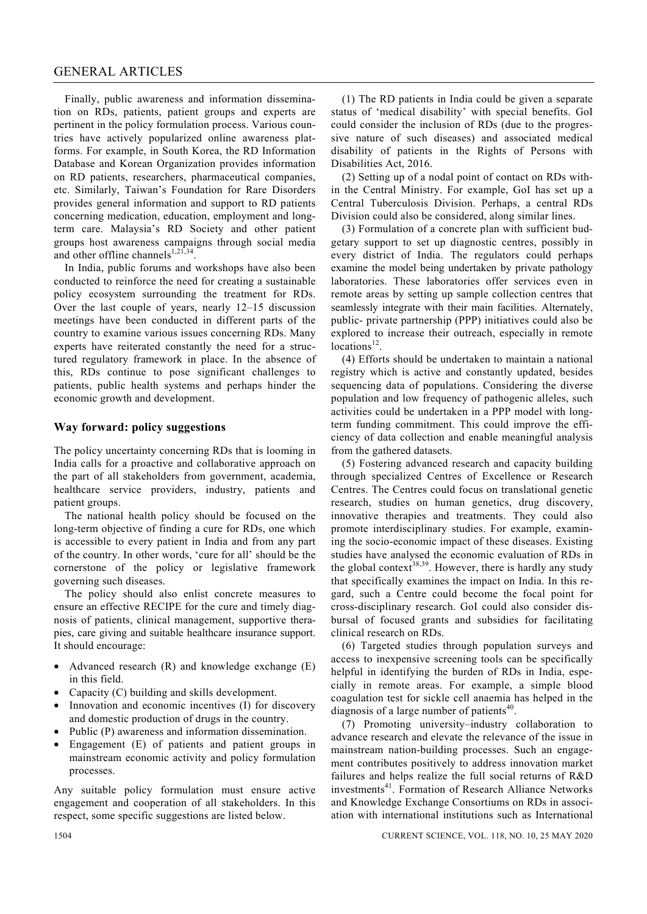Finally, public awareness and information dissemination on RDs, patients, patient groups and experts are pertinent in the policy formulation process. Various countries have actively popularized online awareness platforms. For example, in South Korea, the RD Information Database and Korean Organization provides information on RD patients, researchers, pharmaceutical companies, etc. Similarly, Taiwan's Foundation for Rare Disorders provides general information and support to RD patients concerning medication, education, employment and long-term care. Malaysia's RD Society and other patient groups host awareness campaigns through social media and other offline channels[1,21,34].

In India, public forums and workshops have also been conducted to reinforce the need for creating a sustainable policy ecosystem surrounding the treatment for RDs. Over the last couple of years, nearly 12–15 discussion meetings have been conducted in different parts of the country to examine various issues concerning RDs. Many experts have reiterated constantly the need for a structured regulatory framework in place. In the absence of this, RDs continue to pose significant challenges to patients, public health systems and perhaps hinder the economic growth and development.

## Way forward: policy suggestions

The policy uncertainty concerning RDs that is looming in India calls for a proactive and collaborative approach on the part of all stakeholders from government, academia, healthcare service providers, industry, patients and patient groups.

The national health policy should be focused on the long-term objective of finding a cure for RDs, one which is accessible to every patient in India and from any part of the country. In other words, 'cure for all' should be the cornerstone of the policy or legislative framework governing such diseases.

The policy should also enlist concrete measures to ensure an effective RECIPE for the cure and timely diagnosis of patients, clinical management, supportive therapies, care giving and suitable healthcare insurance support. It should encourage:

- Advanced research (R) and knowledge exchange (E) in this field.
- Capacity (C) building and skills development.
- Innovation and economic incentives (I) for discovery and domestic production of drugs in the country.
- Public (P) awareness and information dissemination.
- Engagement (E) of patients and patient groups in mainstream economic activity and policy formulation processes.

Any suitable policy formulation must ensure active engagement and cooperation of all stakeholders. In this respect, some specific suggestions are listed below.

(1) The RD patients in India could be given a separate status of 'medical disability' with special benefits. GoI could consider the inclusion of RDs (due to the progressive nature of such diseases) and associated medical disability of patients in the Rights of Persons with Disabilities Act, 2016.

(2) Setting up of a nodal point of contact on RDs within the Central Ministry. For example, GoI has set up a Central Tuberculosis Division. Perhaps, a central RDs Division could also be considered, along similar lines.

(3) Formulation of a concrete plan with sufficient budgetary support to set up diagnostic centres, possibly in every district of India. The regulators could perhaps examine the model being undertaken by private pathology laboratories. These laboratories offer services even in remote areas by setting up sample collection centres that seamlessly integrate with their main facilities. Alternately, public- private partnership (PPP) initiatives could also be explored to increase their outreach, especially in remote locations[12].

(4) Efforts should be undertaken to maintain a national registry which is active and constantly updated, besides sequencing data of populations. Considering the diverse population and low frequency of pathogenic alleles, such activities could be undertaken in a PPP model with long-term funding commitment. This could improve the efficiency of data collection and enable meaningful analysis from the gathered datasets.

(5) Fostering advanced research and capacity building through specialized Centres of Excellence or Research Centres. The Centres could focus on translational genetic research, studies on human genetics, drug discovery, innovative therapies and treatments. They could also promote interdisciplinary studies. For example, examining the socio-economic impact of these diseases. Existing studies have analysed the economic evaluation of RDs in the global context[38,39]. However, there is hardly any study that specifically examines the impact on India. In this regard, such a Centre could become the focal point for cross-disciplinary research. GoI could also consider disbursal of focused grants and subsidies for facilitating clinical research on RDs.

(6) Targeted studies through population surveys and access to inexpensive screening tools can be specifically helpful in identifying the burden of RDs in India, especially in remote areas. For example, a simple blood coagulation test for sickle cell anaemia has helped in the diagnosis of a large number of patients[40].

(7) Promoting university–industry collaboration to advance research and elevate the relevance of the issue in mainstream nation-building processes. Such an engagement contributes positively to address innovation market failures and helps realize the full social returns of R&D investments[41]. Formation of Research Alliance Networks and Knowledge Exchange Consortiums on RDs in association with international institutions such as International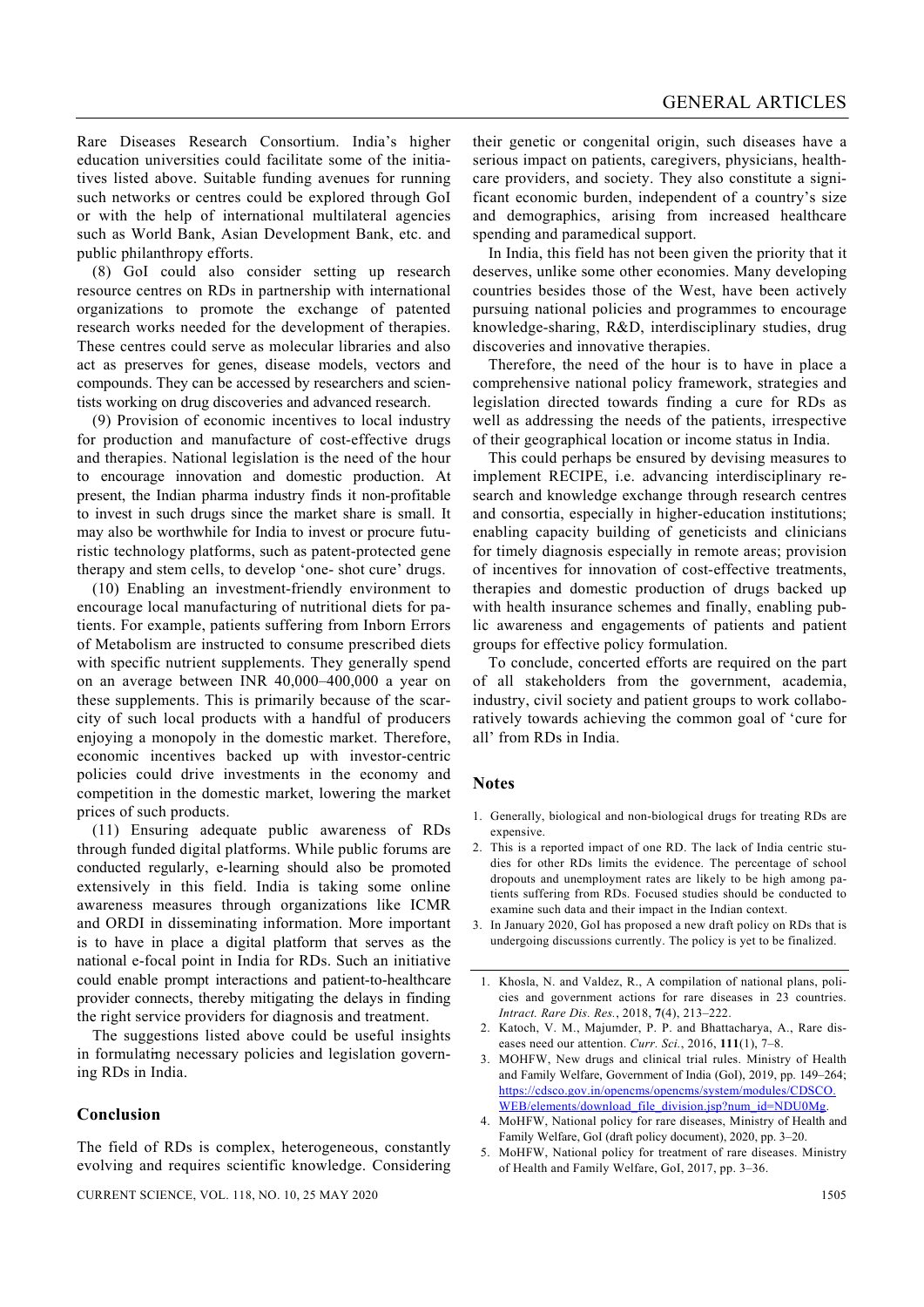Rare Diseases Research Consortium. India's higher education universities could facilitate some of the initiatives listed above. Suitable funding avenues for running such networks or centres could be explored through GoI or with the help of international multilateral agencies such as World Bank, Asian Development Bank, etc. and public philanthropy efforts.

(8) GoI could also consider setting up research resource centres on RDs in partnership with international organizations to promote the exchange of patented research works needed for the development of therapies. These centres could serve as molecular libraries and also act as preserves for genes, disease models, vectors and compounds. They can be accessed by researchers and scientists working on drug discoveries and advanced research.

(9) Provision of economic incentives to local industry for production and manufacture of cost-effective drugs and therapies. National legislation is the need of the hour to encourage innovation and domestic production. At present, the Indian pharma industry finds it non-profitable to invest in such drugs since the market share is small. It may also be worthwhile for India to invest or procure futuristic technology platforms, such as patent-protected gene therapy and stem cells, to develop 'one- shot cure' drugs.

(10) Enabling an investment-friendly environment to encourage local manufacturing of nutritional diets for patients. For example, patients suffering from Inborn Errors of Metabolism are instructed to consume prescribed diets with specific nutrient supplements. They generally spend on an average between INR 40,000–400,000 a year on these supplements. This is primarily because of the scarcity of such local products with a handful of producers enjoying a monopoly in the domestic market. Therefore, economic incentives backed up with investor-centric policies could drive investments in the economy and competition in the domestic market, lowering the market prices of such products.

(11) Ensuring adequate public awareness of RDs through funded digital platforms. While public forums are conducted regularly, e-learning should also be promoted extensively in this field. India is taking some online awareness measures through organizations like ICMR and ORDI in disseminating information. More important is to have in place a digital platform that serves as the national e-focal point in India for RDs. Such an initiative could enable prompt interactions and patient-to-healthcare provider connects, thereby mitigating the delays in finding the right service providers for diagnosis and treatment.

The suggestions listed above could be useful insights in formulating necessary policies and legislation governing RDs in India.

## Conclusion

The field of RDs is complex, heterogeneous, constantly evolving and requires scientific knowledge. Considering their genetic or congenital origin, such diseases have a serious impact on patients, caregivers, physicians, healthcare providers, and society. They also constitute a significant economic burden, independent of a country's size and demographics, arising from increased healthcare spending and paramedical support.

In India, this field has not been given the priority that it deserves, unlike some other economies. Many developing countries besides those of the West, have been actively pursuing national policies and programmes to encourage knowledge-sharing, R&D, interdisciplinary studies, drug discoveries and innovative therapies.

Therefore, the need of the hour is to have in place a comprehensive national policy framework, strategies and legislation directed towards finding a cure for RDs as well as addressing the needs of the patients, irrespective of their geographical location or income status in India.

This could perhaps be ensured by devising measures to implement RECIPE, i.e. advancing interdisciplinary research and knowledge exchange through research centres and consortia, especially in higher-education institutions; enabling capacity building of geneticists and clinicians for timely diagnosis especially in remote areas; provision of incentives for innovation of cost-effective treatments, therapies and domestic production of drugs backed up with health insurance schemes and finally, enabling public awareness and engagements of patients and patient groups for effective policy formulation.

To conclude, concerted efforts are required on the part of all stakeholders from the government, academia, industry, civil society and patient groups to work collaboratively towards achieving the common goal of 'cure for all' from RDs in India.

## Notes

1. Generally, biological and non-biological drugs for treating RDs are expensive.
2. This is a reported impact of one RD. The lack of India centric studies for other RDs limits the evidence. The percentage of school dropouts and unemployment rates are likely to be high among patients suffering from RDs. Focused studies should be conducted to examine such data and their impact in the Indian context.
3. In January 2020, GoI has proposed a new draft policy on RDs that is undergoing discussions currently. The policy is yet to be finalized.

---

1. Khosla, N. and Valdez, R., A compilation of national plans, policies and government actions for rare diseases in 23 countries. *Intract. Rare Dis. Res.*, 2018, **7**(4), 213–222.
2. Katoch, V. M., Majumder, P. P. and Bhattacharya, A., Rare diseases need our attention. *Curr. Sci.*, 2016, **111**(1), 7–8.
3. MOHFW, New drugs and clinical trial rules. Ministry of Health and Family Welfare, Government of India (GoI), 2019, pp. 149–264; https://cdsco.gov.in/opencms/opencms/system/modules/CDSCO.WEB/elements/download_file_division.jsp?num_id=NDU0Mg.
4. MoHFW, National policy for rare diseases, Ministry of Health and Family Welfare, GoI (draft policy document), 2020, pp. 3–20.
5. MoHFW, National policy for treatment of rare diseases. Ministry of Health and Family Welfare, GoI, 2017, pp. 3–36.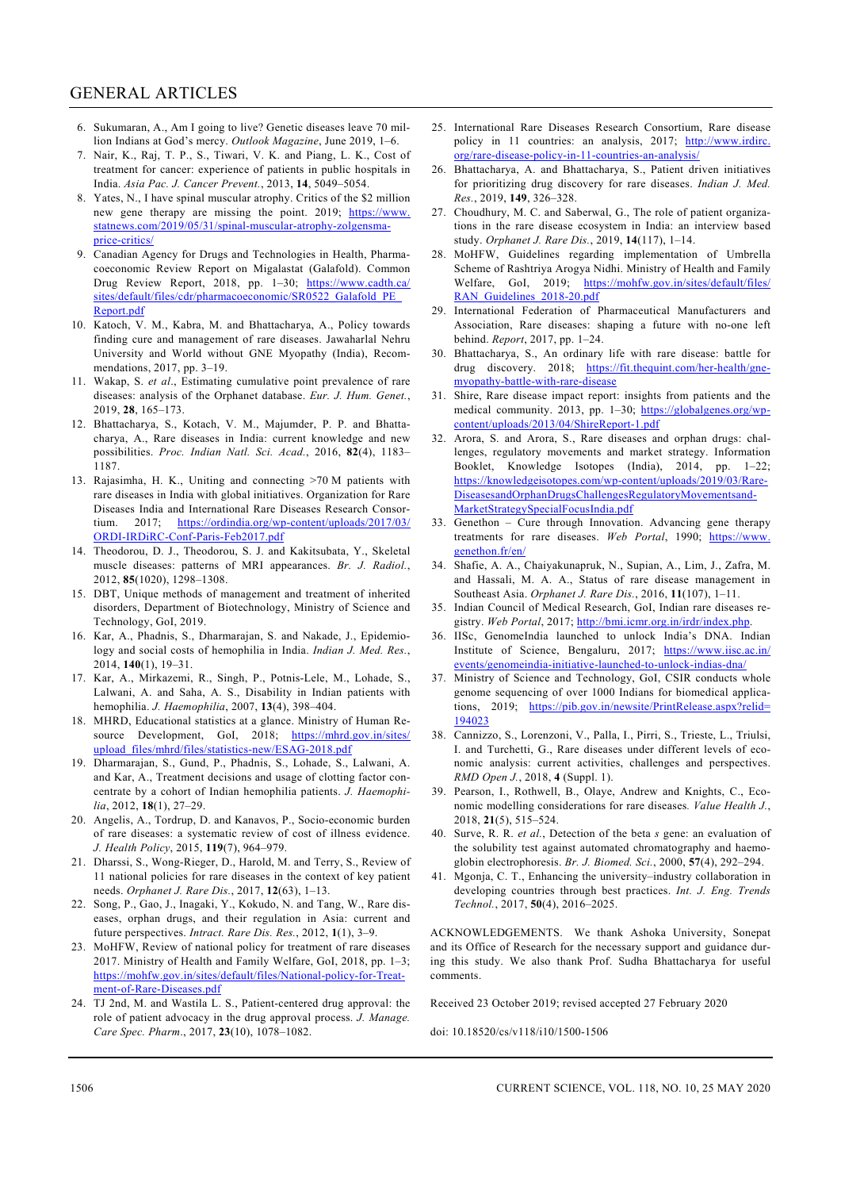6. Sukumaran, A., Am I going to live? Genetic diseases leave 70 million Indians at God's mercy. *Outlook Magazine*, June 2019, 1–6.
7. Nair, K., Raj, T. P., S., Tiwari, V. K. and Piang, L. K., Cost of treatment for cancer: experience of patients in public hospitals in India. *Asia Pac. J. Cancer Prevent.*, 2013, **14**, 5049–5054.
8. Yates, N., I have spinal muscular atrophy. Critics of the $2 million new gene therapy are missing the point. 2019; https://www.statnews.com/2019/05/31/spinal-muscular-atrophy-zolgensma-price-critics/
9. Canadian Agency for Drugs and Technologies in Health, Pharmacoeconomic Review Report on Migalastat (Galafold). Common Drug Review Report, 2018, pp. 1–30; https://www.cadth.ca/sites/default/files/cdr/pharmacoeconomic/SR0522_Galafold_PE_Report.pdf
10. Katoch, V. M., Kabra, M. and Bhattacharya, A., Policy towards finding cure and management of rare diseases. Jawaharlal Nehru University and World without GNE Myopathy (India), Recommendations, 2017, pp. 3–19.
11. Wakap, S. *et al.*, Estimating cumulative point prevalence of rare diseases: analysis of the Orphanet database. *Eur. J. Hum. Genet.*, 2019, **28**, 165–173.
12. Bhattacharya, S., Kotach, V. M., Majumder, P. P. and Bhattacharya, A., Rare diseases in India: current knowledge and new possibilities. *Proc. Indian Natl. Sci. Acad.*, 2016, **82**(4), 1183–1187.
13. Rajasimha, H. K., Uniting and connecting >70 M patients with rare diseases in India with global initiatives. Organization for Rare Diseases India and International Rare Diseases Research Consortium. 2017; https://ordindia.org/wp-content/uploads/2017/03/ORDI-IRDiRC-Conf-Paris-Feb2017.pdf
14. Theodorou, D. J., Theodorou, S. J. and Kakitsubata, Y., Skeletal muscle diseases: patterns of MRI appearances. *Br. J. Radiol.*, 2012, **85**(1020), 1298–1308.
15. DBT, Unique methods of management and treatment of inherited disorders, Department of Biotechnology, Ministry of Science and Technology, GoI, 2019.
16. Kar, A., Phadnis, S., Dharmarajan, S. and Nakade, J., Epidemiology and social costs of hemophilia in India. *Indian J. Med. Res.*, 2014, **140**(1), 19–31.
17. Kar, A., Mirkazemi, R., Singh, P., Potnis-Lele, M., Lohade, S., Lalwani, A. and Saha, A. S., Disability in Indian patients with hemophilia. *J. Haemophilia*, 2007, **13**(4), 398–404.
18. MHRD, Educational statistics at a glance. Ministry of Human Resource Development, GoI, 2018; https://mhrd.gov.in/sites/upload_files/mhrd/files/statistics-new/ESAG-2018.pdf
19. Dharmarajan, S., Gund, P., Phadnis, S., Lohade, S., Lalwani, A. and Kar, A., Treatment decisions and usage of clotting factor concentrate by a cohort of Indian hemophilia patients. *J. Haemophilia*, 2012, **18**(1), 27–29.
20. Angelis, A., Tordrup, D. and Kanavos, P., Socio-economic burden of rare diseases: a systematic review of cost of illness evidence. *J. Health Policy*, 2015, **119**(7), 964–979.
21. Dharssi, S., Wong-Rieger, D., Harold, M. and Terry, S., Review of 11 national policies for rare diseases in the context of key patient needs. *Orphanet J. Rare Dis.*, 2017, **12**(63), 1–13.
22. Song, P., Gao, J., Inagaki, Y., Kokudo, N. and Tang, W., Rare diseases, orphan drugs, and their regulation in Asia: current and future perspectives. *Intract. Rare Dis. Res.*, 2012, **1**(1), 3–9.
23. MoHFW, Review of national policy for treatment of rare diseases 2017. Ministry of Health and Family Welfare, GoI, 2018, pp. 1–3; https://mohfw.gov.in/sites/default/files/National-policy-for-Treatment-of-Rare-Diseases.pdf
24. TJ 2nd, M. and Wastila L. S., Patient-centered drug approval: the role of patient advocacy in the drug approval process. *J. Manage. Care Spec. Pharm*., 2017, **23**(10), 1078–1082.
25. International Rare Diseases Research Consortium, Rare disease policy in 11 countries: an analysis, 2017; http://www.irdirc.org/rare-disease-policy-in-11-countries-an-analysis/
26. Bhattacharya, A. and Bhattacharya, S., Patient driven initiatives for prioritizing drug discovery for rare diseases. *Indian J. Med. Res.*, 2019, **149**, 326–328.
27. Choudhury, M. C. and Saberwal, G., The role of patient organizations in the rare disease ecosystem in India: an interview based study. *Orphanet J. Rare Dis.*, 2019, **14**(117), 1–14.
28. MoHFW, Guidelines regarding implementation of Umbrella Scheme of Rashtriya Arogya Nidhi. Ministry of Health and Family Welfare, GoI, 2019; https://mohfw.gov.in/sites/default/files/RAN_Guidelines_2018-20.pdf
29. International Federation of Pharmaceutical Manufacturers and Association, Rare diseases: shaping a future with no-one left behind. *Report*, 2017, pp. 1–24.
30. Bhattacharya, S., An ordinary life with rare disease: battle for drug discovery. 2018; https://fit.thequint.com/her-health/gne-myopathy-battle-with-rare-disease
31. Shire, Rare disease impact report: insights from patients and the medical community. 2013, pp. 1–30; https://globalgenes.org/wp-content/uploads/2013/04/ShireReport-1.pdf
32. Arora, S. and Arora, S., Rare diseases and orphan drugs: challenges, regulatory movements and market strategy. Information Booklet, Knowledge Isotopes (India), 2014, pp. 1–22; https://knowledgeisotopes.com/wp-content/uploads/2019/03/Rare-DiseasesandOrphanDrugsChallengesRegulatoryMovementsand-MarketStrategySpecialFocusIndia.pdf
33. Genethon – Cure through Innovation. Advancing gene therapy treatments for rare diseases. *Web Portal*, 1990; https://www.genethon.fr/en/
34. Shafie, A. A., Chaiyakunapruk, N., Supian, A., Lim, J., Zafra, M. and Hassali, M. A. A., Status of rare disease management in Southeast Asia. *Orphanet J. Rare Dis.*, 2016, **11**(107), 1–11.
35. Indian Council of Medical Research, GoI, Indian rare diseases registry. *Web Portal*, 2017; http://bmi.icmr.org.in/irdr/index.php.
36. IISc, GenomeIndia launched to unlock India's DNA. Indian Institute of Science, Bengaluru, 2017; https://www.iisc.ac.in/events/genomeindia-initiative-launched-to-unlock-indias-dna/
37. Ministry of Science and Technology, GoI, CSIR conducts whole genome sequencing of over 1000 Indians for biomedical applications, 2019; https://pib.gov.in/newsite/PrintRelease.aspx?relid=194023
38. Cannizzo, S., Lorenzoni, V., Palla, I., Pirri, S., Trieste, L., Triulsi, I. and Turchetti, G., Rare diseases under different levels of economic analysis: current activities, challenges and perspectives. *RMD Open J.*, 2018, **4** (Suppl. 1).
39. Pearson, I., Rothwell, B., Olaye, Andrew and Knights, C., Economic modelling considerations for rare diseases. *Value Health J.*, 2018, **21**(5), 515–524.
40. Surve, R. R. *et al.*, Detection of the beta *s* gene: an evaluation of the solubility test against automated chromatography and haemoglobin electrophoresis. *Br. J. Biomed. Sci.*, 2000, **57**(4), 292–294.
41. Mgonja, C. T., Enhancing the university–industry collaboration in developing countries through best practices. *Int. J. Eng. Trends Technol.*, 2017, **50**(4), 2016–2025.

ACKNOWLEDGEMENTS. We thank Ashoka University, Sonepat and its Office of Research for the necessary support and guidance during this study. We also thank Prof. Sudha Bhattacharya for useful comments.

Received 23 October 2019; revised accepted 27 February 2020

doi: 10.18520/cs/v118/i10/1500-1506